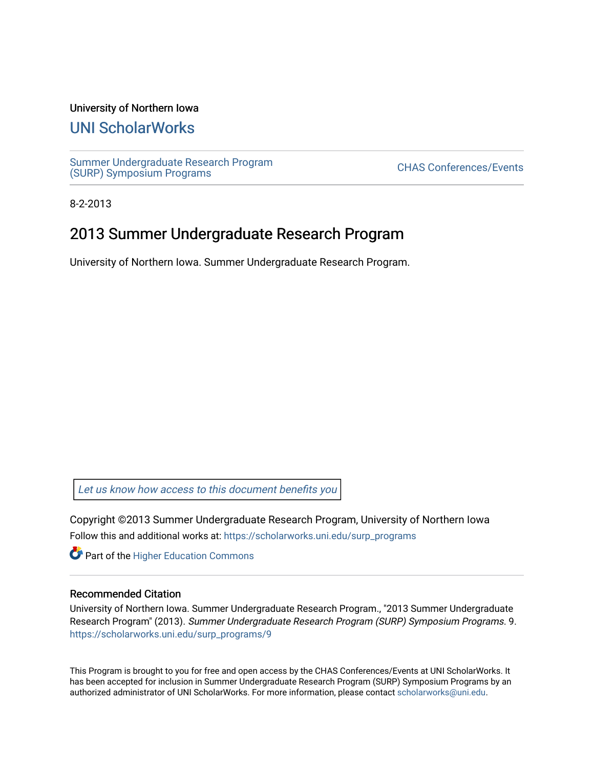University of Northern Iowa

## UNI ScholarWorks

Summer Undergraduate Research Program (SURP) Symposium Programs

CHAS Conferences/Events

8-2-2013

# 2013 Summer Undergraduate Research Program

University of Northern Iowa. Summer Undergraduate Research Program.

*Let us know how access to this document benefits you*

Copyright ©2013 Summer Undergraduate Research Program, University of Northern Iowa

Follow this and additional works at: https://scholarworks.uni.edu/surp_programs

Part of the Higher Education Commons

### Recommended Citation

University of Northern Iowa. Summer Undergraduate Research Program., "2013 Summer Undergraduate Research Program" (2013). *Summer Undergraduate Research Program (SURP) Symposium Programs*. 9. https://scholarworks.uni.edu/surp_programs/9

This Program is brought to you for free and open access by the CHAS Conferences/Events at UNI ScholarWorks. It has been accepted for inclusion in Summer Undergraduate Research Program (SURP) Symposium Programs by an authorized administrator of UNI ScholarWorks. For more information, please contact scholarworks@uni.edu.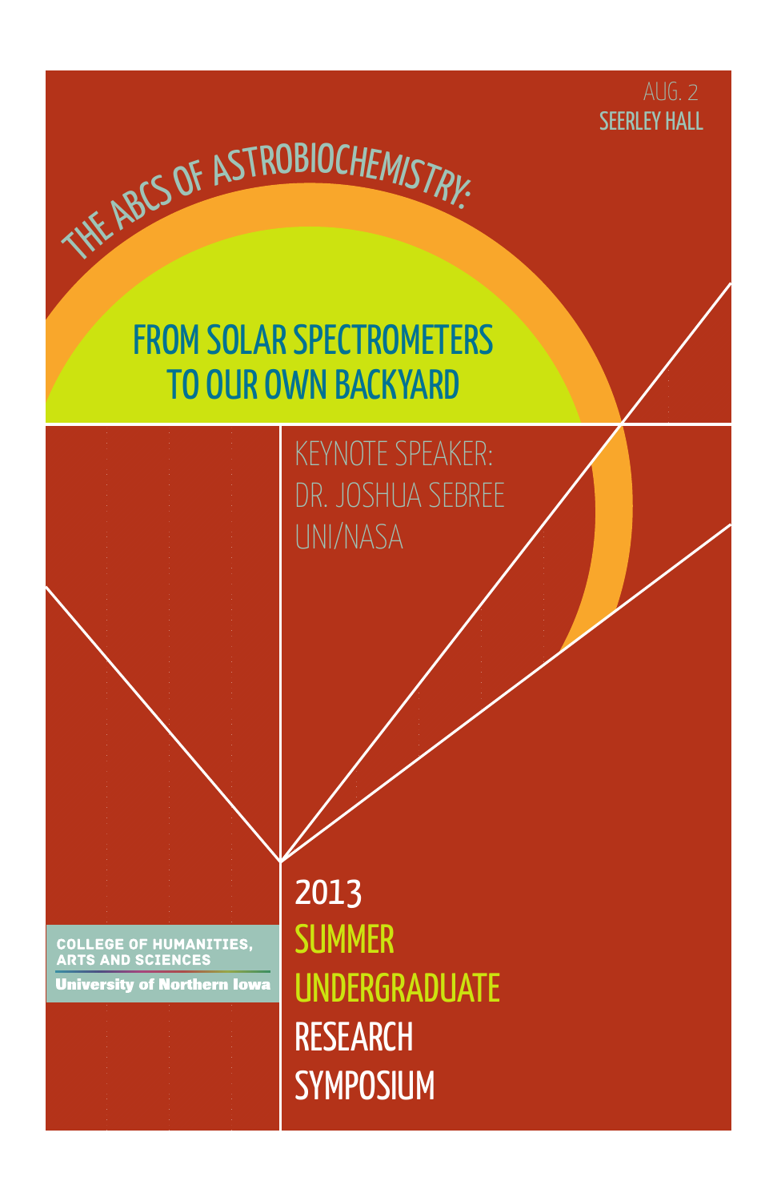AUG. 2
SEERLEY HALL

# THE ABCS OF ASTROBIOCHEMISTRY:

## FROM SOLAR SPECTROMETERS TO OUR OWN BACKYARD

KEYNOTE SPEAKER:
DR. JOSHUA SEBREE
UNI/NASA

COLLEGE OF HUMANITIES, ARTS AND SCIENCES
University of Northern Iowa

# 2013 SUMMER UNDERGRADUATE RESEARCH SYMPOSIUM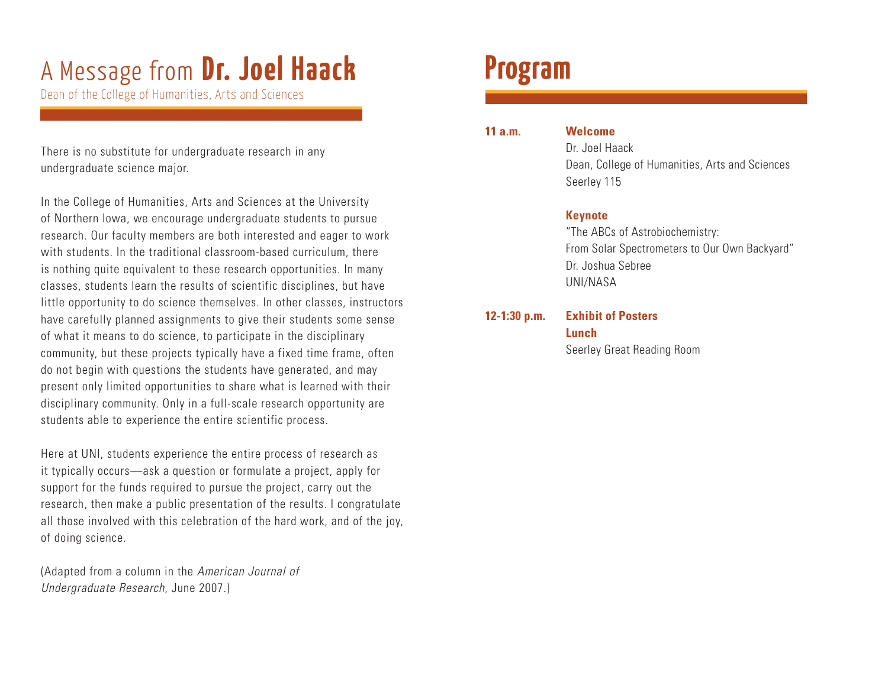# A Message from **Dr. Joel Haack**

Dean of the College of Humanities, Arts and Sciences

There is no substitute for undergraduate research in any undergraduate science major.

In the College of Humanities, Arts and Sciences at the University of Northern Iowa, we encourage undergraduate students to pursue research. Our faculty members are both interested and eager to work with students. In the traditional classroom-based curriculum, there is nothing quite equivalent to these research opportunities. In many classes, students learn the results of scientific disciplines, but have little opportunity to do science themselves. In other classes, instructors have carefully planned assignments to give their students some sense of what it means to do science, to participate in the disciplinary community, but these projects typically have a fixed time frame, often do not begin with questions the students have generated, and may present only limited opportunities to share what is learned with their disciplinary community. Only in a full-scale research opportunity are students able to experience the entire scientific process.

Here at UNI, students experience the entire process of research as it typically occurs—ask a question or formulate a project, apply for support for the funds required to pursue the project, carry out the research, then make a public presentation of the results. I congratulate all those involved with this celebration of the hard work, and of the joy, of doing science.

(Adapted from a column in the *American Journal of Undergraduate Research*, June 2007.)

# Program

**11 a.m.**

**Welcome**
Dr. Joel Haack
Dean, College of Humanities, Arts and Sciences
Seerley 115

**Keynote**
"The ABCs of Astrobiochemistry:
From Solar Spectrometers to Our Own Backyard"
Dr. Joshua Sebree
UNI/NASA

**12-1:30 p.m.**

**Exhibit of Posters**
**Lunch**
Seerley Great Reading Room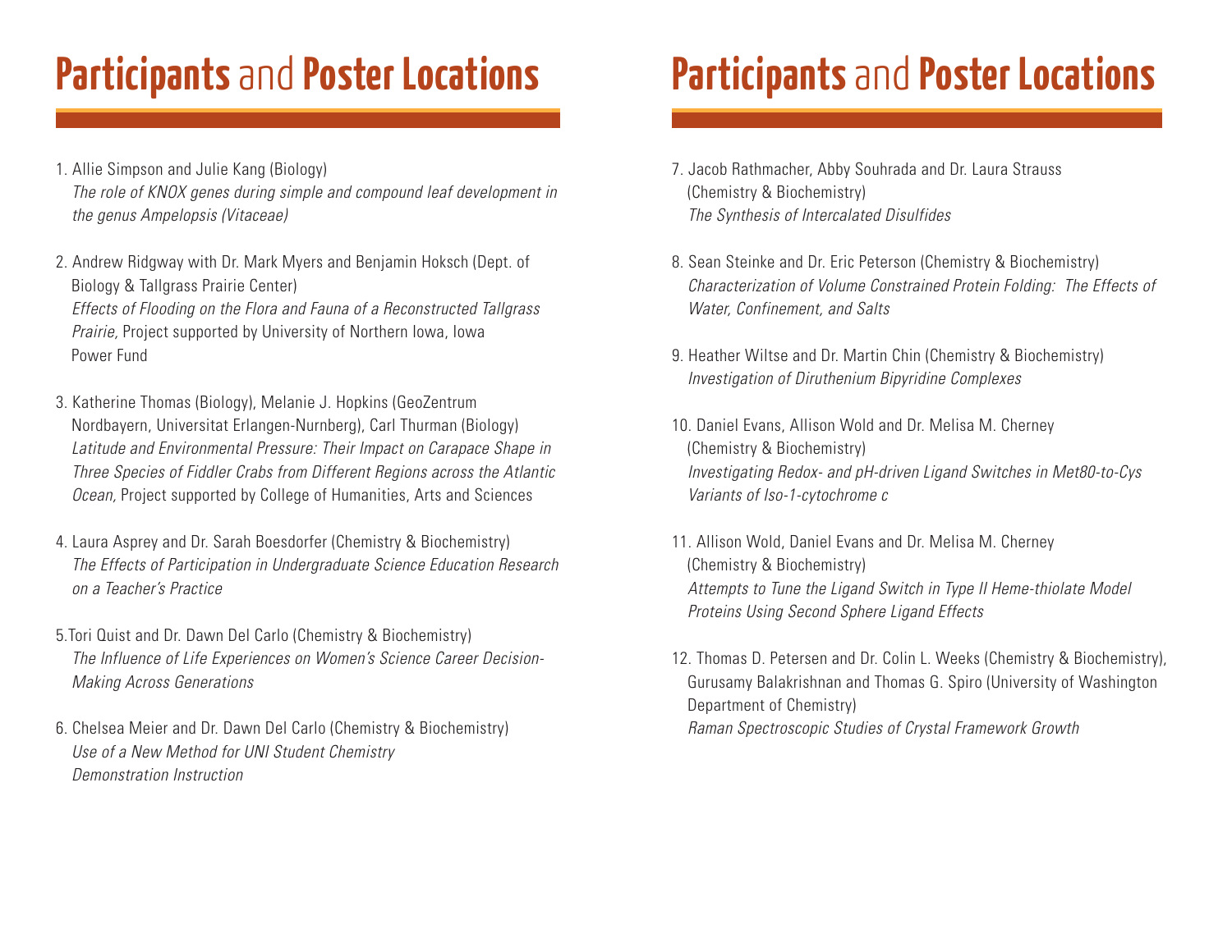# **Participants** and **Poster Locations**

1. Allie Simpson and Julie Kang (Biology)
   *The role of KNOX genes during simple and compound leaf development in the genus Ampelopsis (Vitaceae)*

2. Andrew Ridgway with Dr. Mark Myers and Benjamin Hoksch (Dept. of Biology & Tallgrass Prairie Center)
   *Effects of Flooding on the Flora and Fauna of a Reconstructed Tallgrass Prairie,* Project supported by University of Northern Iowa, Iowa Power Fund

3. Katherine Thomas (Biology), Melanie J. Hopkins (GeoZentrum Nordbayern, Universitat Erlangen-Nurnberg), Carl Thurman (Biology)
   *Latitude and Environmental Pressure: Their Impact on Carapace Shape in Three Species of Fiddler Crabs from Different Regions across the Atlantic Ocean,* Project supported by College of Humanities, Arts and Sciences

4. Laura Asprey and Dr. Sarah Boesdorfer (Chemistry & Biochemistry)
   *The Effects of Participation in Undergraduate Science Education Research on a Teacher's Practice*

5. Tori Quist and Dr. Dawn Del Carlo (Chemistry & Biochemistry)
   *The Influence of Life Experiences on Women's Science Career Decision-Making Across Generations*

6. Chelsea Meier and Dr. Dawn Del Carlo (Chemistry & Biochemistry)
   *Use of a New Method for UNI Student Chemistry Demonstration Instruction*

7. Jacob Rathmacher, Abby Souhrada and Dr. Laura Strauss (Chemistry & Biochemistry)
   *The Synthesis of Intercalated Disulfides*

8. Sean Steinke and Dr. Eric Peterson (Chemistry & Biochemistry)
   *Characterization of Volume Constrained Protein Folding: The Effects of Water, Confinement, and Salts*

9. Heather Wiltse and Dr. Martin Chin (Chemistry & Biochemistry)
   *Investigation of Diruthenium Bipyridine Complexes*

10. Daniel Evans, Allison Wold and Dr. Melisa M. Cherney (Chemistry & Biochemistry)
    *Investigating Redox- and pH-driven Ligand Switches in Met80-to-Cys Variants of Iso-1-cytochrome c*

11. Allison Wold, Daniel Evans and Dr. Melisa M. Cherney (Chemistry & Biochemistry)
    *Attempts to Tune the Ligand Switch in Type II Heme-thiolate Model Proteins Using Second Sphere Ligand Effects*

12. Thomas D. Petersen and Dr. Colin L. Weeks (Chemistry & Biochemistry), Gurusamy Balakrishnan and Thomas G. Spiro (University of Washington Department of Chemistry)
    *Raman Spectroscopic Studies of Crystal Framework Growth*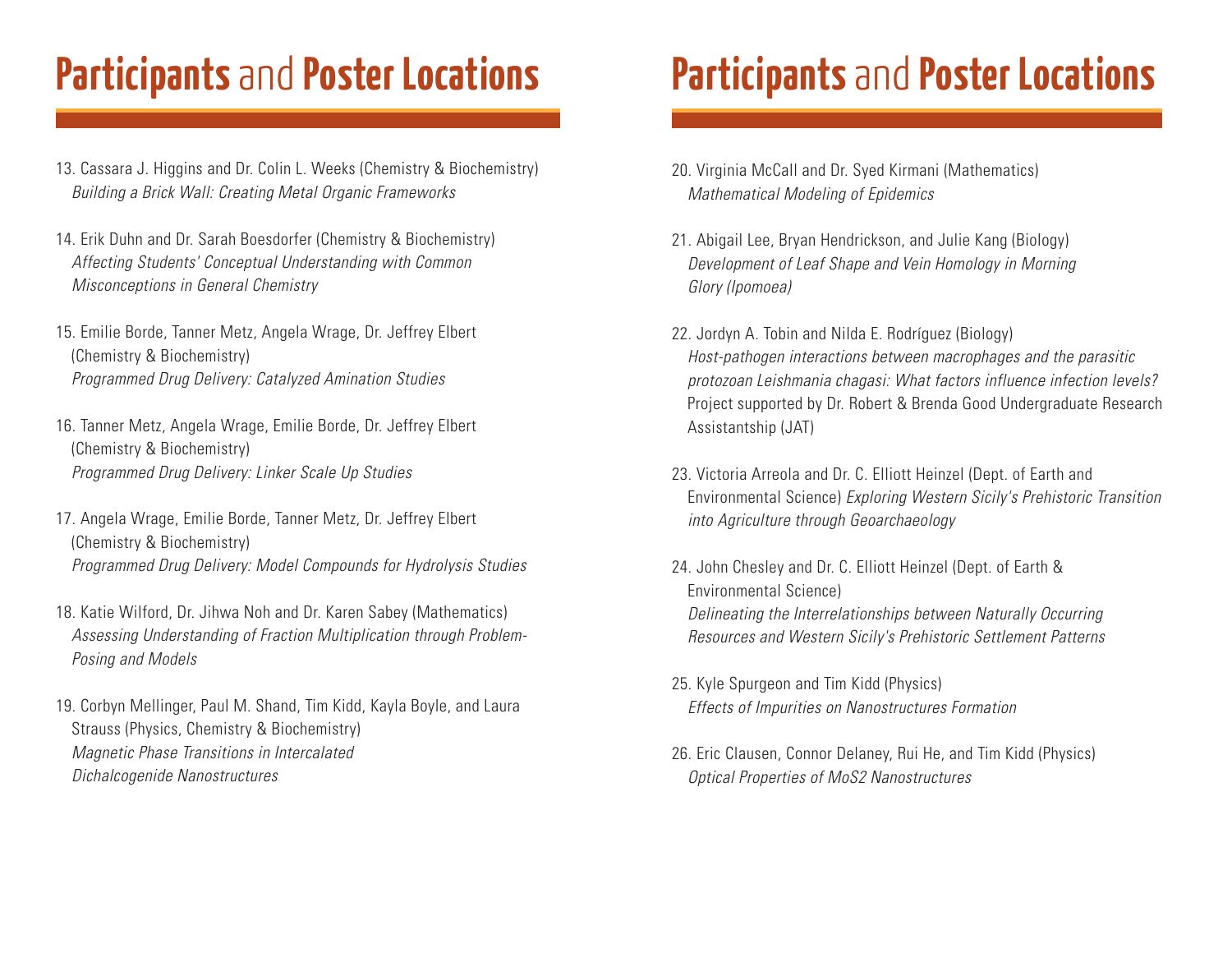# **Participants** and **Poster Locations**

13. Cassara J. Higgins and Dr. Colin L. Weeks (Chemistry & Biochemistry)
    *Building a Brick Wall: Creating Metal Organic Frameworks*

14. Erik Duhn and Dr. Sarah Boesdorfer (Chemistry & Biochemistry)
    *Affecting Students' Conceptual Understanding with Common Misconceptions in General Chemistry*

15. Emilie Borde, Tanner Metz, Angela Wrage, Dr. Jeffrey Elbert (Chemistry & Biochemistry)
    *Programmed Drug Delivery: Catalyzed Amination Studies*

16. Tanner Metz, Angela Wrage, Emilie Borde, Dr. Jeffrey Elbert (Chemistry & Biochemistry)
    *Programmed Drug Delivery: Linker Scale Up Studies*

17. Angela Wrage, Emilie Borde, Tanner Metz, Dr. Jeffrey Elbert (Chemistry & Biochemistry)
    *Programmed Drug Delivery: Model Compounds for Hydrolysis Studies*

18. Katie Wilford, Dr. Jihwa Noh and Dr. Karen Sabey (Mathematics)
    *Assessing Understanding of Fraction Multiplication through Problem-Posing and Models*

19. Corbyn Mellinger, Paul M. Shand, Tim Kidd, Kayla Boyle, and Laura Strauss (Physics, Chemistry & Biochemistry)
    *Magnetic Phase Transitions in Intercalated Dichalcogenide Nanostructures*

# **Participants** and **Poster Locations**

20. Virginia McCall and Dr. Syed Kirmani (Mathematics)
    *Mathematical Modeling of Epidemics*

21. Abigail Lee, Bryan Hendrickson, and Julie Kang (Biology)
    *Development of Leaf Shape and Vein Homology in Morning Glory (Ipomoea)*

22. Jordyn A. Tobin and Nilda E. Rodríguez (Biology)
    *Host-pathogen interactions between macrophages and the parasitic protozoan Leishmania chagasi: What factors influence infection levels?*
    Project supported by Dr. Robert & Brenda Good Undergraduate Research Assistantship (JAT)

23. Victoria Arreola and Dr. C. Elliott Heinzel (Dept. of Earth and Environmental Science) *Exploring Western Sicily's Prehistoric Transition into Agriculture through Geoarchaeology*

24. John Chesley and Dr. C. Elliott Heinzel (Dept. of Earth & Environmental Science)
    *Delineating the Interrelationships between Naturally Occurring Resources and Western Sicily's Prehistoric Settlement Patterns*

25. Kyle Spurgeon and Tim Kidd (Physics)
    *Effects of Impurities on Nanostructures Formation*

26. Eric Clausen, Connor Delaney, Rui He, and Tim Kidd (Physics)
    *Optical Properties of MoS2 Nanostructures*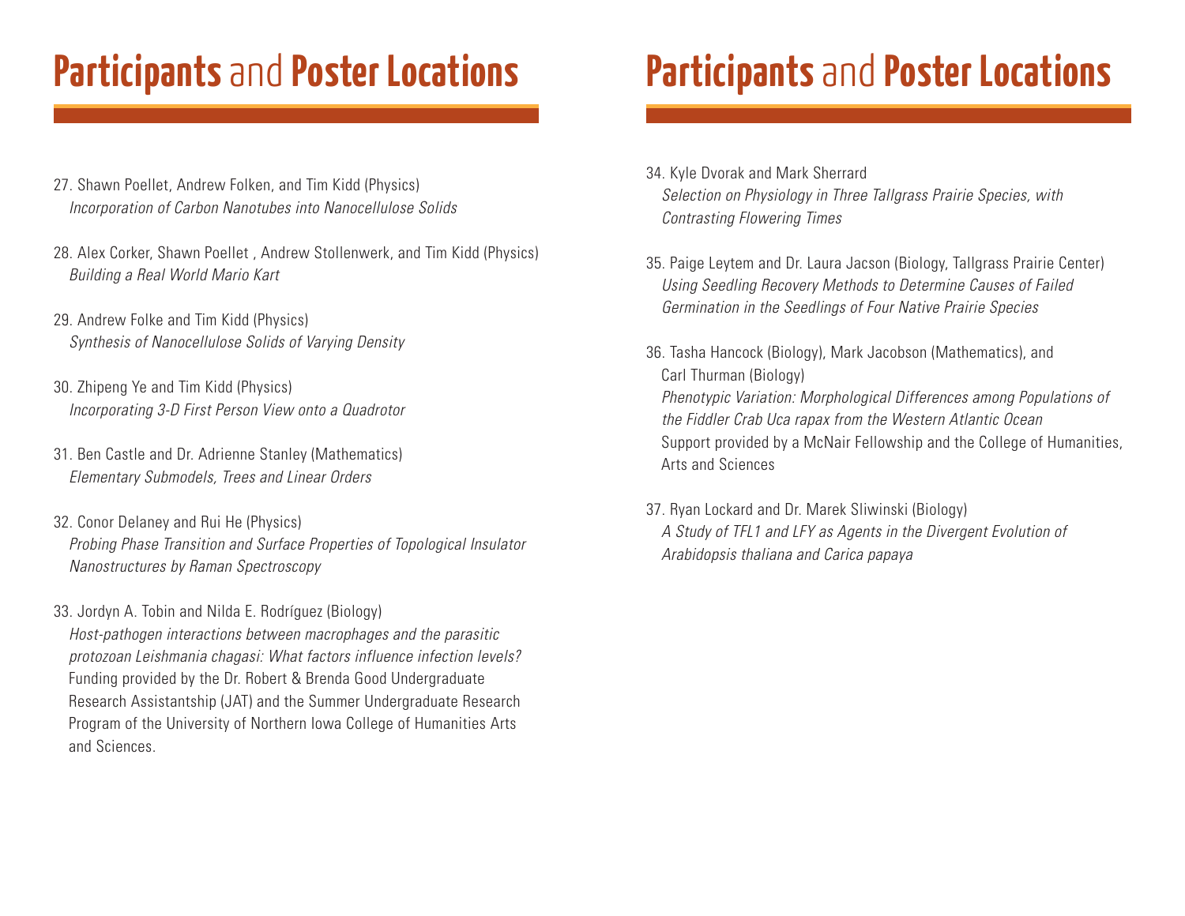# **Participants** and **Poster Locations**

27. Shawn Poellet, Andrew Folken, and Tim Kidd (Physics)
   *Incorporation of Carbon Nanotubes into Nanocellulose Solids*

28. Alex Corker, Shawn Poellet , Andrew Stollenwerk, and Tim Kidd (Physics)
   *Building a Real World Mario Kart*

29. Andrew Folke and Tim Kidd (Physics)
   *Synthesis of Nanocellulose Solids of Varying Density*

30. Zhipeng Ye and Tim Kidd (Physics)
   *Incorporating 3-D First Person View onto a Quadrotor*

31. Ben Castle and Dr. Adrienne Stanley (Mathematics)
   *Elementary Submodels, Trees and Linear Orders*

32. Conor Delaney and Rui He (Physics)
   *Probing Phase Transition and Surface Properties of Topological Insulator Nanostructures by Raman Spectroscopy*

33. Jordyn A. Tobin and Nilda E. Rodríguez (Biology)
   *Host-pathogen interactions between macrophages and the parasitic protozoan Leishmania chagasi: What factors influence infection levels?*
   Funding provided by the Dr. Robert & Brenda Good Undergraduate Research Assistantship (JAT) and the Summer Undergraduate Research Program of the University of Northern Iowa College of Humanities Arts and Sciences.

34. Kyle Dvorak and Mark Sherrard
   *Selection on Physiology in Three Tallgrass Prairie Species, with Contrasting Flowering Times*

35. Paige Leytem and Dr. Laura Jacson (Biology, Tallgrass Prairie Center)
   *Using Seedling Recovery Methods to Determine Causes of Failed Germination in the Seedlings of Four Native Prairie Species*

36. Tasha Hancock (Biology), Mark Jacobson (Mathematics), and Carl Thurman (Biology)
   *Phenotypic Variation: Morphological Differences among Populations of the Fiddler Crab Uca rapax from the Western Atlantic Ocean*
   Support provided by a McNair Fellowship and the College of Humanities, Arts and Sciences

37. Ryan Lockard and Dr. Marek Sliwinski (Biology)
   *A Study of TFL1 and LFY as Agents in the Divergent Evolution of Arabidopsis thaliana and Carica papaya*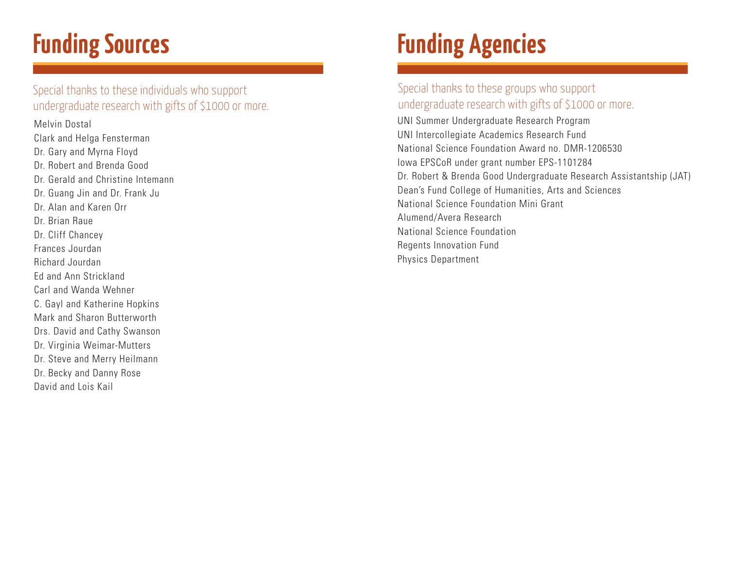# Funding Sources

Special thanks to these individuals who support undergraduate research with gifts of $1000 or more.

Melvin Dostal
Clark and Helga Fensterman
Dr. Gary and Myrna Floyd
Dr. Robert and Brenda Good
Dr. Gerald and Christine Intemann
Dr. Guang Jin and Dr. Frank Ju
Dr. Alan and Karen Orr
Dr. Brian Raue
Dr. Cliff Chancey
Frances Jourdan
Richard Jourdan
Ed and Ann Strickland
Carl and Wanda Wehner
C. Gayl and Katherine Hopkins
Mark and Sharon Butterworth
Drs. David and Cathy Swanson
Dr. Virginia Weimar-Mutters
Dr. Steve and Merry Heilmann
Dr. Becky and Danny Rose
David and Lois Kail

# Funding Agencies

Special thanks to these groups who support undergraduate research with gifts of $1000 or more.

UNI Summer Undergraduate Research Program
UNI Intercollegiate Academics Research Fund
National Science Foundation Award no. DMR-1206530
Iowa EPSCoR under grant number EPS-1101284
Dr. Robert & Brenda Good Undergraduate Research Assistantship (JAT)
Dean's Fund College of Humanities, Arts and Sciences
National Science Foundation Mini Grant
Alumend/Avera Research
National Science Foundation
Regents Innovation Fund
Physics Department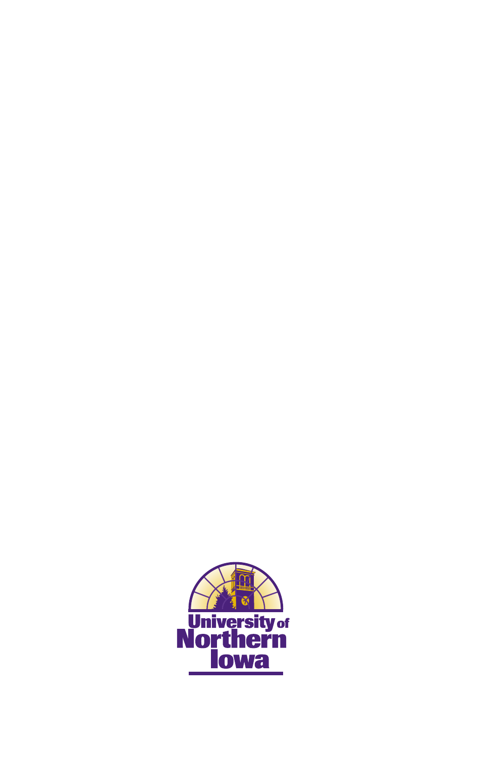University of Northern Iowa